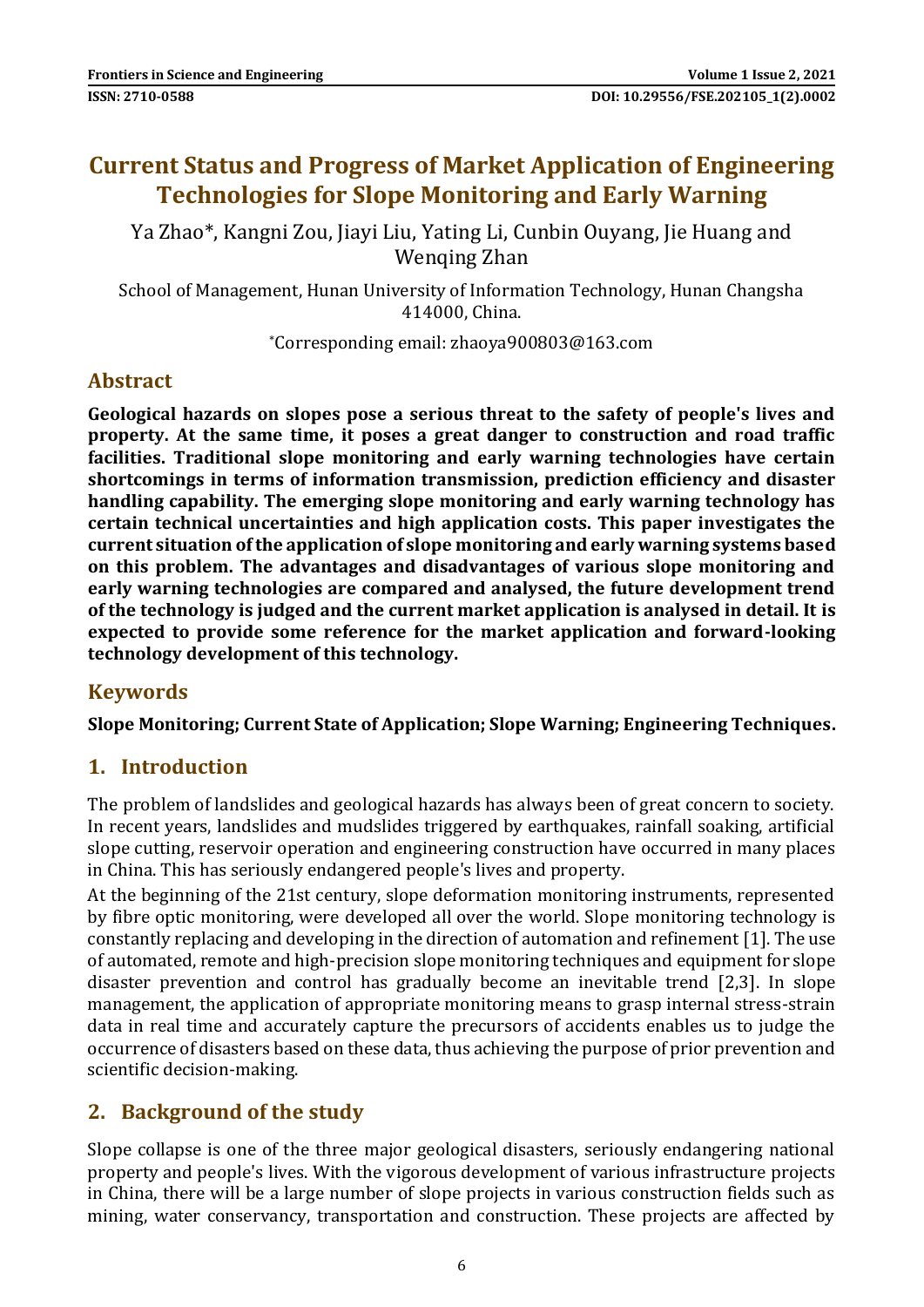# Current Status and Progress of Market Application of Engineering Technologies for Slope Monitoring and Early Warning

Ya Zhao*, Kangni Zou, Jiayi Liu, Yating Li, Cunbin Ouyang, Jie Huang and Wenqing Zhan

School of Management, Hunan University of Information Technology, Hunan Changsha 414000, China.

*Corresponding email: zhaoya900803@163.com

## Abstract

**Geological hazards on slopes pose a serious threat to the safety of people's lives and property. At the same time, it poses a great danger to construction and road traffic facilities. Traditional slope monitoring and early warning technologies have certain shortcomings in terms of information transmission, prediction efficiency and disaster handling capability. The emerging slope monitoring and early warning technology has certain technical uncertainties and high application costs. This paper investigates the current situation of the application of slope monitoring and early warning systems based on this problem. The advantages and disadvantages of various slope monitoring and early warning technologies are compared and analysed, the future development trend of the technology is judged and the current market application is analysed in detail. It is expected to provide some reference for the market application and forward-looking technology development of this technology.**

## Keywords

**Slope Monitoring; Current State of Application; Slope Warning; Engineering Techniques.**

## 1. Introduction

The problem of landslides and geological hazards has always been of great concern to society. In recent years, landslides and mudslides triggered by earthquakes, rainfall soaking, artificial slope cutting, reservoir operation and engineering construction have occurred in many places in China. This has seriously endangered people's lives and property.

At the beginning of the 21st century, slope deformation monitoring instruments, represented by fibre optic monitoring, were developed all over the world. Slope monitoring technology is constantly replacing and developing in the direction of automation and refinement [1]. The use of automated, remote and high-precision slope monitoring techniques and equipment for slope disaster prevention and control has gradually become an inevitable trend [2,3]. In slope management, the application of appropriate monitoring means to grasp internal stress-strain data in real time and accurately capture the precursors of accidents enables us to judge the occurrence of disasters based on these data, thus achieving the purpose of prior prevention and scientific decision-making.

## 2. Background of the study

Slope collapse is one of the three major geological disasters, seriously endangering national property and people's lives. With the vigorous development of various infrastructure projects in China, there will be a large number of slope projects in various construction fields such as mining, water conservancy, transportation and construction. These projects are affected by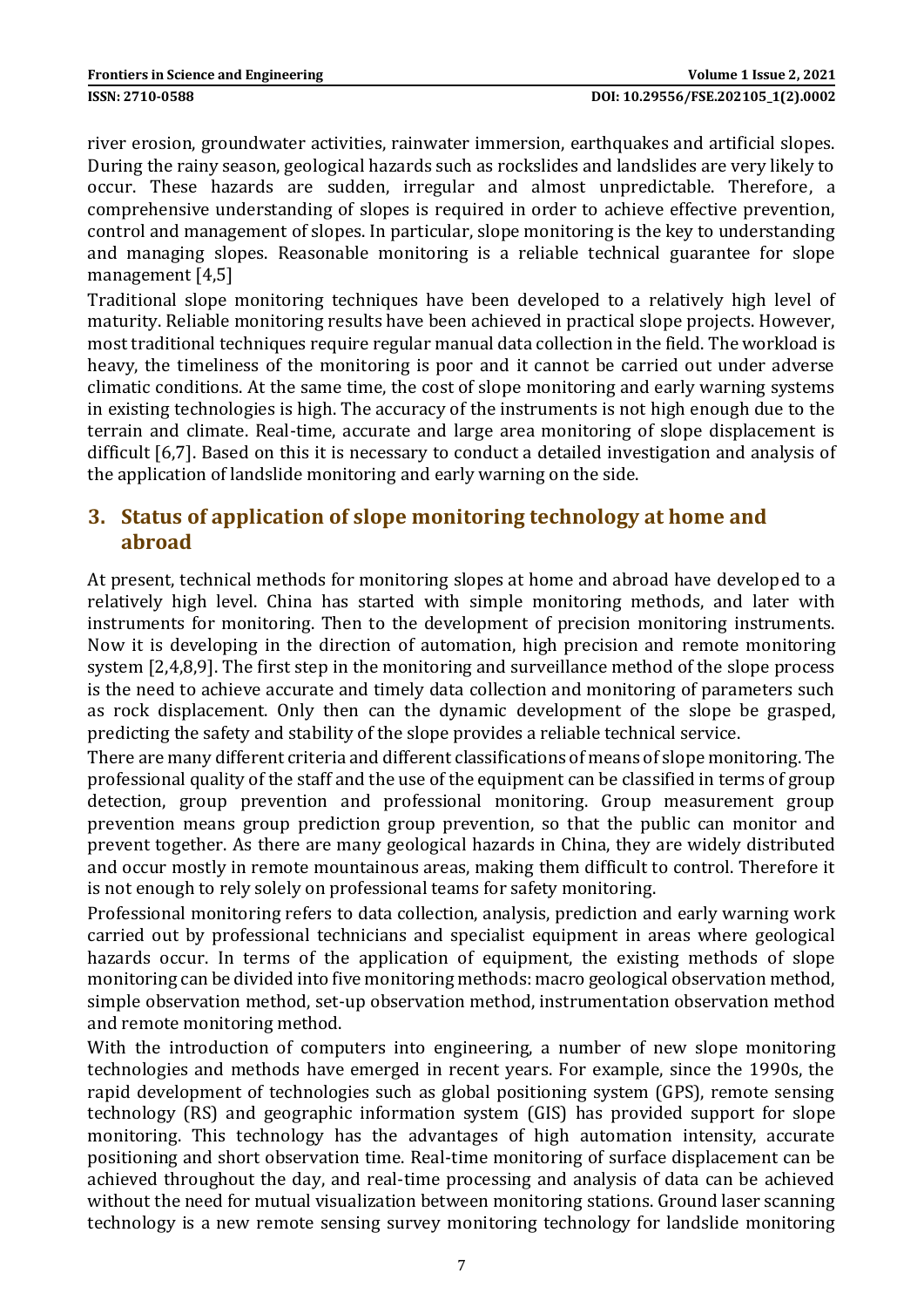river erosion, groundwater activities, rainwater immersion, earthquakes and artificial slopes. During the rainy season, geological hazards such as rockslides and landslides are very likely to occur. These hazards are sudden, irregular and almost unpredictable. Therefore, a comprehensive understanding of slopes is required in order to achieve effective prevention, control and management of slopes. In particular, slope monitoring is the key to understanding and managing slopes. Reasonable monitoring is a reliable technical guarantee for slope management [4,5]

Traditional slope monitoring techniques have been developed to a relatively high level of maturity. Reliable monitoring results have been achieved in practical slope projects. However, most traditional techniques require regular manual data collection in the field. The workload is heavy, the timeliness of the monitoring is poor and it cannot be carried out under adverse climatic conditions. At the same time, the cost of slope monitoring and early warning systems in existing technologies is high. The accuracy of the instruments is not high enough due to the terrain and climate. Real-time, accurate and large area monitoring of slope displacement is difficult [6,7]. Based on this it is necessary to conduct a detailed investigation and analysis of the application of landslide monitoring and early warning on the side.

## 3. Status of application of slope monitoring technology at home and abroad

At present, technical methods for monitoring slopes at home and abroad have developed to a relatively high level. China has started with simple monitoring methods, and later with instruments for monitoring. Then to the development of precision monitoring instruments. Now it is developing in the direction of automation, high precision and remote monitoring system [2,4,8,9]. The first step in the monitoring and surveillance method of the slope process is the need to achieve accurate and timely data collection and monitoring of parameters such as rock displacement. Only then can the dynamic development of the slope be grasped, predicting the safety and stability of the slope provides a reliable technical service.

There are many different criteria and different classifications of means of slope monitoring. The professional quality of the staff and the use of the equipment can be classified in terms of group detection, group prevention and professional monitoring. Group measurement group prevention means group prediction group prevention, so that the public can monitor and prevent together. As there are many geological hazards in China, they are widely distributed and occur mostly in remote mountainous areas, making them difficult to control. Therefore it is not enough to rely solely on professional teams for safety monitoring.

Professional monitoring refers to data collection, analysis, prediction and early warning work carried out by professional technicians and specialist equipment in areas where geological hazards occur. In terms of the application of equipment, the existing methods of slope monitoring can be divided into five monitoring methods: macro geological observation method, simple observation method, set-up observation method, instrumentation observation method and remote monitoring method.

With the introduction of computers into engineering, a number of new slope monitoring technologies and methods have emerged in recent years. For example, since the 1990s, the rapid development of technologies such as global positioning system (GPS), remote sensing technology (RS) and geographic information system (GIS) has provided support for slope monitoring. This technology has the advantages of high automation intensity, accurate positioning and short observation time. Real-time monitoring of surface displacement can be achieved throughout the day, and real-time processing and analysis of data can be achieved without the need for mutual visualization between monitoring stations. Ground laser scanning technology is a new remote sensing survey monitoring technology for landslide monitoring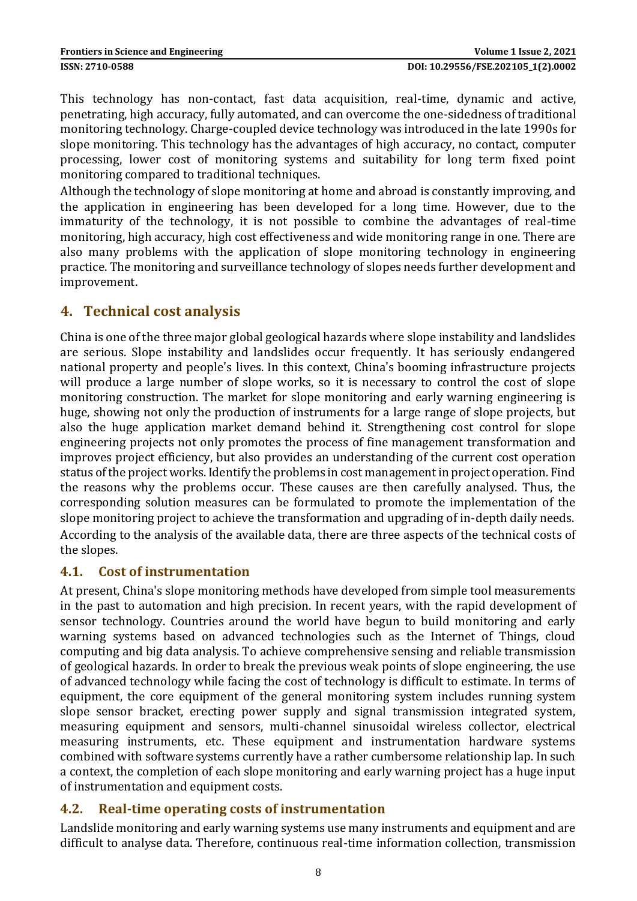This technology has non-contact, fast data acquisition, real-time, dynamic and active, penetrating, high accuracy, fully automated, and can overcome the one-sidedness of traditional monitoring technology. Charge-coupled device technology was introduced in the late 1990s for slope monitoring. This technology has the advantages of high accuracy, no contact, computer processing, lower cost of monitoring systems and suitability for long term fixed point monitoring compared to traditional techniques.

Although the technology of slope monitoring at home and abroad is constantly improving, and the application in engineering has been developed for a long time. However, due to the immaturity of the technology, it is not possible to combine the advantages of real-time monitoring, high accuracy, high cost effectiveness and wide monitoring range in one. There are also many problems with the application of slope monitoring technology in engineering practice. The monitoring and surveillance technology of slopes needs further development and improvement.

## 4. Technical cost analysis

China is one of the three major global geological hazards where slope instability and landslides are serious. Slope instability and landslides occur frequently. It has seriously endangered national property and people's lives. In this context, China's booming infrastructure projects will produce a large number of slope works, so it is necessary to control the cost of slope monitoring construction. The market for slope monitoring and early warning engineering is huge, showing not only the production of instruments for a large range of slope projects, but also the huge application market demand behind it. Strengthening cost control for slope engineering projects not only promotes the process of fine management transformation and improves project efficiency, but also provides an understanding of the current cost operation status of the project works. Identify the problems in cost management in project operation. Find the reasons why the problems occur. These causes are then carefully analysed. Thus, the corresponding solution measures can be formulated to promote the implementation of the slope monitoring project to achieve the transformation and upgrading of in-depth daily needs. According to the analysis of the available data, there are three aspects of the technical costs of the slopes.

### 4.1. Cost of instrumentation

At present, China's slope monitoring methods have developed from simple tool measurements in the past to automation and high precision. In recent years, with the rapid development of sensor technology. Countries around the world have begun to build monitoring and early warning systems based on advanced technologies such as the Internet of Things, cloud computing and big data analysis. To achieve comprehensive sensing and reliable transmission of geological hazards. In order to break the previous weak points of slope engineering, the use of advanced technology while facing the cost of technology is difficult to estimate. In terms of equipment, the core equipment of the general monitoring system includes running system slope sensor bracket, erecting power supply and signal transmission integrated system, measuring equipment and sensors, multi-channel sinusoidal wireless collector, electrical measuring instruments, etc. These equipment and instrumentation hardware systems combined with software systems currently have a rather cumbersome relationship lap. In such a context, the completion of each slope monitoring and early warning project has a huge input of instrumentation and equipment costs.

### 4.2. Real-time operating costs of instrumentation

Landslide monitoring and early warning systems use many instruments and equipment and are difficult to analyse data. Therefore, continuous real-time information collection, transmission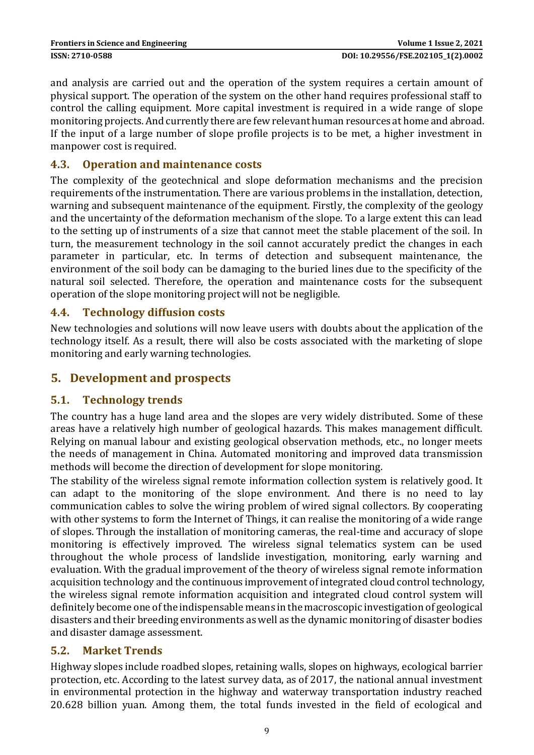and analysis are carried out and the operation of the system requires a certain amount of physical support. The operation of the system on the other hand requires professional staff to control the calling equipment. More capital investment is required in a wide range of slope monitoring projects. And currently there are few relevant human resources at home and abroad. If the input of a large number of slope profile projects is to be met, a higher investment in manpower cost is required.

### 4.3. Operation and maintenance costs

The complexity of the geotechnical and slope deformation mechanisms and the precision requirements of the instrumentation. There are various problems in the installation, detection, warning and subsequent maintenance of the equipment. Firstly, the complexity of the geology and the uncertainty of the deformation mechanism of the slope. To a large extent this can lead to the setting up of instruments of a size that cannot meet the stable placement of the soil. In turn, the measurement technology in the soil cannot accurately predict the changes in each parameter in particular, etc. In terms of detection and subsequent maintenance, the environment of the soil body can be damaging to the buried lines due to the specificity of the natural soil selected. Therefore, the operation and maintenance costs for the subsequent operation of the slope monitoring project will not be negligible.

### 4.4. Technology diffusion costs

New technologies and solutions will now leave users with doubts about the application of the technology itself. As a result, there will also be costs associated with the marketing of slope monitoring and early warning technologies.

## 5. Development and prospects

### 5.1. Technology trends

The country has a huge land area and the slopes are very widely distributed. Some of these areas have a relatively high number of geological hazards. This makes management difficult. Relying on manual labour and existing geological observation methods, etc., no longer meets the needs of management in China. Automated monitoring and improved data transmission methods will become the direction of development for slope monitoring.

The stability of the wireless signal remote information collection system is relatively good. It can adapt to the monitoring of the slope environment. And there is no need to lay communication cables to solve the wiring problem of wired signal collectors. By cooperating with other systems to form the Internet of Things, it can realise the monitoring of a wide range of slopes. Through the installation of monitoring cameras, the real-time and accuracy of slope monitoring is effectively improved. The wireless signal telematics system can be used throughout the whole process of landslide investigation, monitoring, early warning and evaluation. With the gradual improvement of the theory of wireless signal remote information acquisition technology and the continuous improvement of integrated cloud control technology, the wireless signal remote information acquisition and integrated cloud control system will definitely become one of the indispensable means in the macroscopic investigation of geological disasters and their breeding environments as well as the dynamic monitoring of disaster bodies and disaster damage assessment.

### 5.2. Market Trends

Highway slopes include roadbed slopes, retaining walls, slopes on highways, ecological barrier protection, etc. According to the latest survey data, as of 2017, the national annual investment in environmental protection in the highway and waterway transportation industry reached 20.628 billion yuan. Among them, the total funds invested in the field of ecological and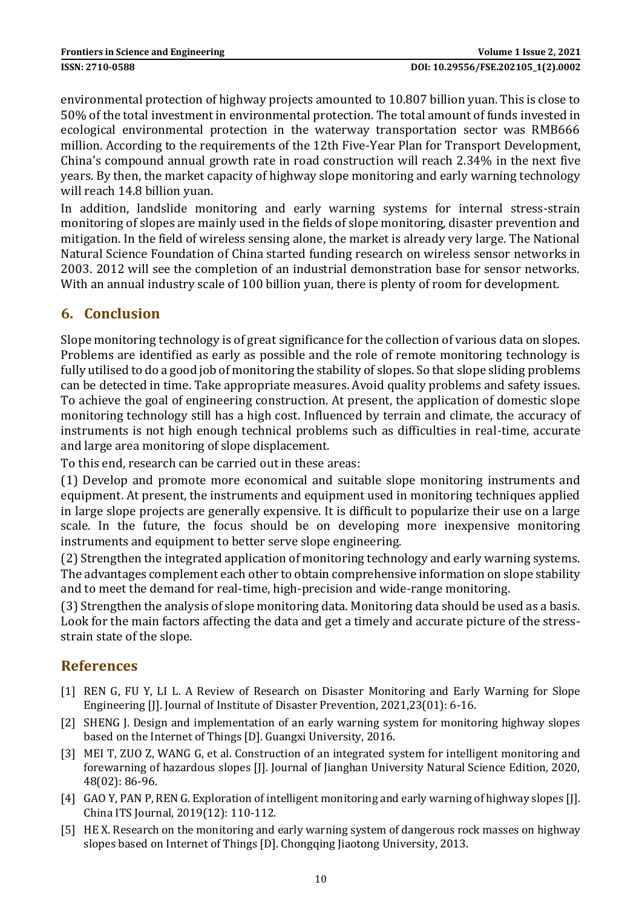environmental protection of highway projects amounted to 10.807 billion yuan. This is close to 50% of the total investment in environmental protection. The total amount of funds invested in ecological environmental protection in the waterway transportation sector was RMB666 million. According to the requirements of the 12th Five-Year Plan for Transport Development, China's compound annual growth rate in road construction will reach 2.34% in the next five years. By then, the market capacity of highway slope monitoring and early warning technology will reach 14.8 billion yuan.

In addition, landslide monitoring and early warning systems for internal stress-strain monitoring of slopes are mainly used in the fields of slope monitoring, disaster prevention and mitigation. In the field of wireless sensing alone, the market is already very large. The National Natural Science Foundation of China started funding research on wireless sensor networks in 2003. 2012 will see the completion of an industrial demonstration base for sensor networks. With an annual industry scale of 100 billion yuan, there is plenty of room for development.

## 6. Conclusion

Slope monitoring technology is of great significance for the collection of various data on slopes. Problems are identified as early as possible and the role of remote monitoring technology is fully utilised to do a good job of monitoring the stability of slopes. So that slope sliding problems can be detected in time. Take appropriate measures. Avoid quality problems and safety issues. To achieve the goal of engineering construction. At present, the application of domestic slope monitoring technology still has a high cost. Influenced by terrain and climate, the accuracy of instruments is not high enough technical problems such as difficulties in real-time, accurate and large area monitoring of slope displacement.

To this end, research can be carried out in these areas:

(1) Develop and promote more economical and suitable slope monitoring instruments and equipment. At present, the instruments and equipment used in monitoring techniques applied in large slope projects are generally expensive. It is difficult to popularize their use on a large scale. In the future, the focus should be on developing more inexpensive monitoring instruments and equipment to better serve slope engineering.

(2) Strengthen the integrated application of monitoring technology and early warning systems. The advantages complement each other to obtain comprehensive information on slope stability and to meet the demand for real-time, high-precision and wide-range monitoring.

(3) Strengthen the analysis of slope monitoring data. Monitoring data should be used as a basis. Look for the main factors affecting the data and get a timely and accurate picture of the stress-strain state of the slope.

## References

[1] REN G, FU Y, LI L. A Review of Research on Disaster Monitoring and Early Warning for Slope Engineering [J]. Journal of Institute of Disaster Prevention, 2021,23(01): 6-16.

[2] SHENG J. Design and implementation of an early warning system for monitoring highway slopes based on the Internet of Things [D]. Guangxi University, 2016.

[3] MEI T, ZUO Z, WANG G, et al. Construction of an integrated system for intelligent monitoring and forewarning of hazardous slopes [J]. Journal of Jianghan University Natural Science Edition, 2020, 48(02): 86-96.

[4] GAO Y, PAN P, REN G. Exploration of intelligent monitoring and early warning of highway slopes [J]. China ITS Journal, 2019(12): 110-112.

[5] HE X. Research on the monitoring and early warning system of dangerous rock masses on highway slopes based on Internet of Things [D]. Chongqing Jiaotong University, 2013.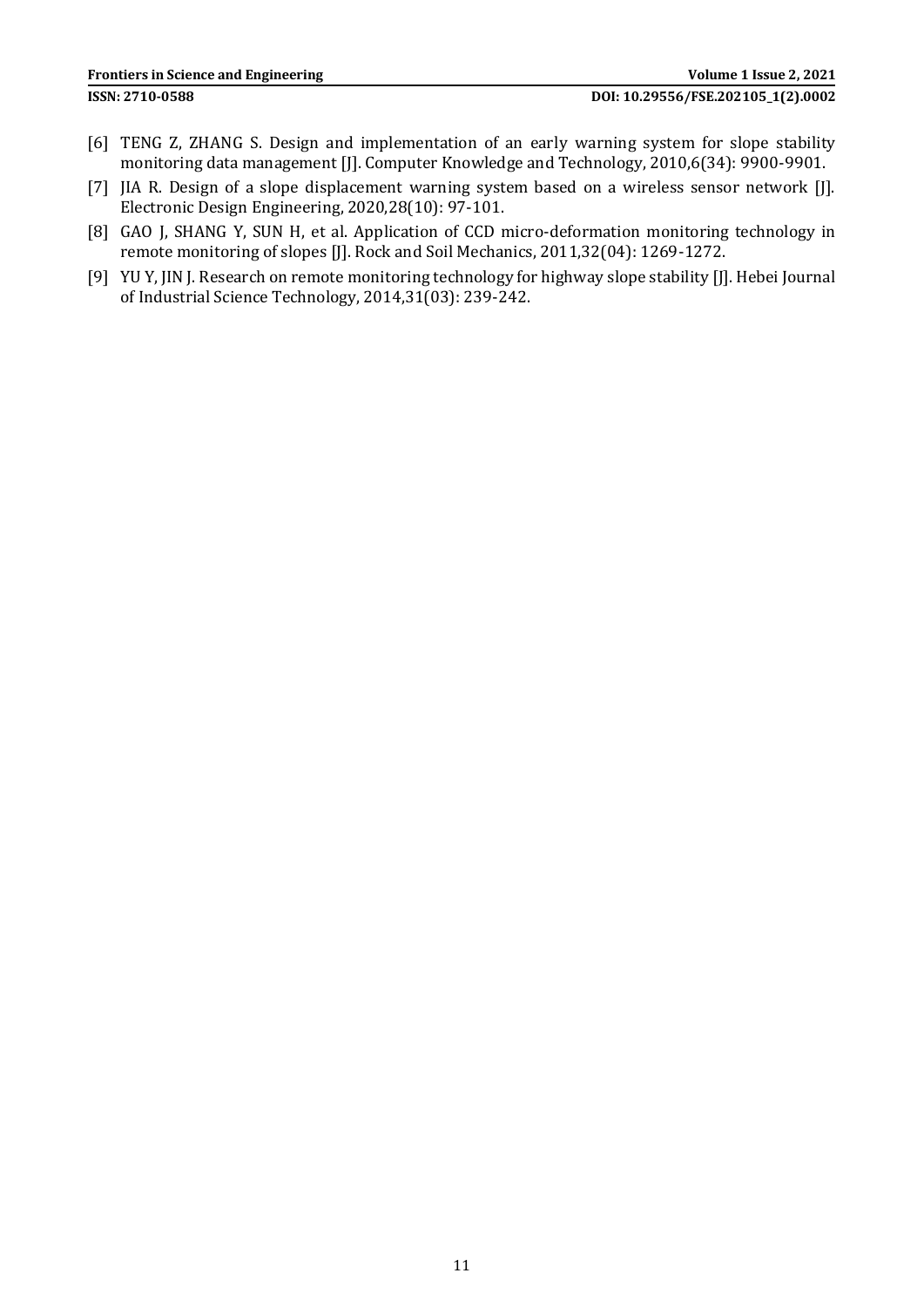[6] TENG Z, ZHANG S. Design and implementation of an early warning system for slope stability monitoring data management [J]. Computer Knowledge and Technology, 2010,6(34): 9900-9901.

[7] JIA R. Design of a slope displacement warning system based on a wireless sensor network [J]. Electronic Design Engineering, 2020,28(10): 97-101.

[8] GAO J, SHANG Y, SUN H, et al. Application of CCD micro-deformation monitoring technology in remote monitoring of slopes [J]. Rock and Soil Mechanics, 2011,32(04): 1269-1272.

[9] YU Y, JIN J. Research on remote monitoring technology for highway slope stability [J]. Hebei Journal of Industrial Science Technology, 2014,31(03): 239-242.